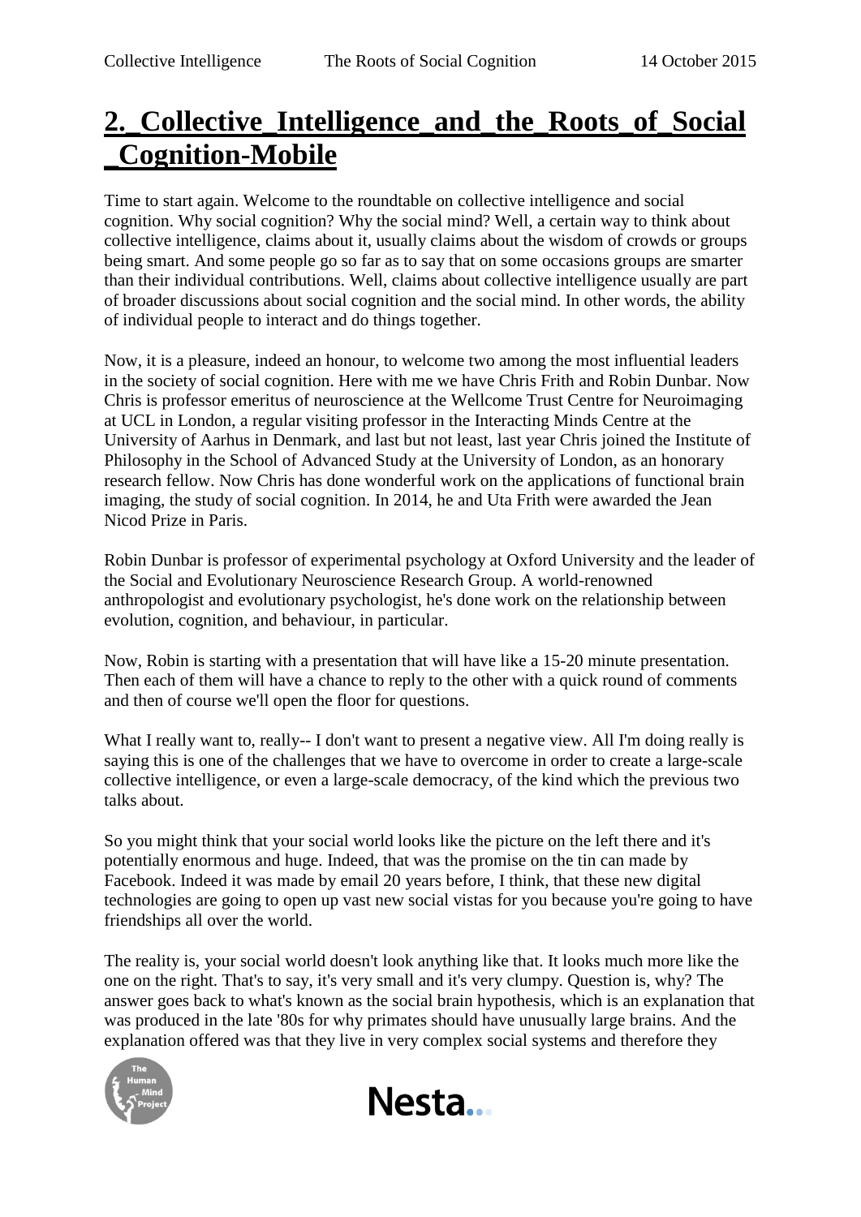# 2._Collective_Intelligence_and_the_Roots_of_Social _Cognition-Mobile

Time to start again. Welcome to the roundtable on collective intelligence and social cognition. Why social cognition? Why the social mind? Well, a certain way to think about collective intelligence, claims about it, usually claims about the wisdom of crowds or groups being smart. And some people go so far as to say that on some occasions groups are smarter than their individual contributions. Well, claims about collective intelligence usually are part of broader discussions about social cognition and the social mind. In other words, the ability of individual people to interact and do things together.

Now, it is a pleasure, indeed an honour, to welcome two among the most influential leaders in the society of social cognition. Here with me we have Chris Frith and Robin Dunbar. Now Chris is professor emeritus of neuroscience at the Wellcome Trust Centre for Neuroimaging at UCL in London, a regular visiting professor in the Interacting Minds Centre at the University of Aarhus in Denmark, and last but not least, last year Chris joined the Institute of Philosophy in the School of Advanced Study at the University of London, as an honorary research fellow. Now Chris has done wonderful work on the applications of functional brain imaging, the study of social cognition. In 2014, he and Uta Frith were awarded the Jean Nicod Prize in Paris.

Robin Dunbar is professor of experimental psychology at Oxford University and the leader of the Social and Evolutionary Neuroscience Research Group. A world-renowned anthropologist and evolutionary psychologist, he's done work on the relationship between evolution, cognition, and behaviour, in particular.

Now, Robin is starting with a presentation that will have like a 15-20 minute presentation. Then each of them will have a chance to reply to the other with a quick round of comments and then of course we'll open the floor for questions.

What I really want to, really-- I don't want to present a negative view. All I'm doing really is saying this is one of the challenges that we have to overcome in order to create a large-scale collective intelligence, or even a large-scale democracy, of the kind which the previous two talks about.

So you might think that your social world looks like the picture on the left there and it's potentially enormous and huge. Indeed, that was the promise on the tin can made by Facebook. Indeed it was made by email 20 years before, I think, that these new digital technologies are going to open up vast new social vistas for you because you're going to have friendships all over the world.

The reality is, your social world doesn't look anything like that. It looks much more like the one on the right. That's to say, it's very small and it's very clumpy. Question is, why? The answer goes back to what's known as the social brain hypothesis, which is an explanation that was produced in the late '80s for why primates should have unusually large brains. And the explanation offered was that they live in very complex social systems and therefore they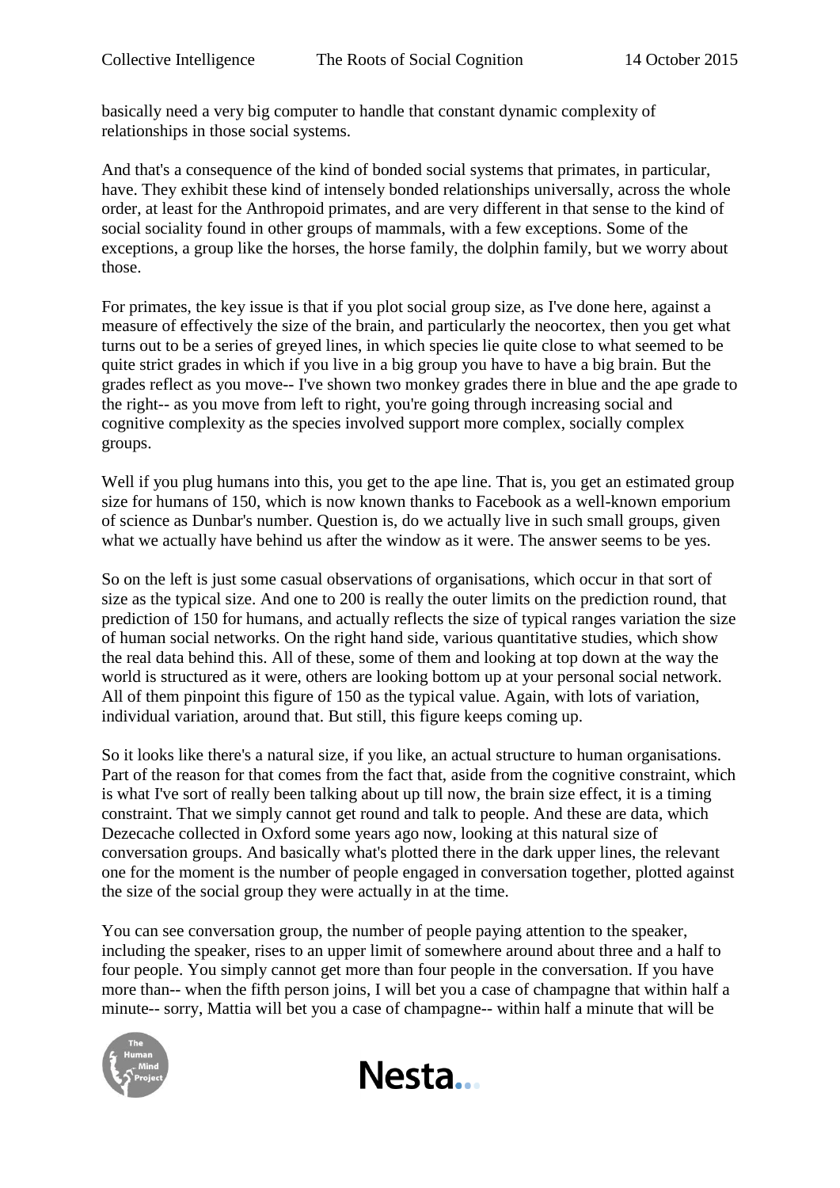basically need a very big computer to handle that constant dynamic complexity of relationships in those social systems.

And that's a consequence of the kind of bonded social systems that primates, in particular, have. They exhibit these kind of intensely bonded relationships universally, across the whole order, at least for the Anthropoid primates, and are very different in that sense to the kind of social sociality found in other groups of mammals, with a few exceptions. Some of the exceptions, a group like the horses, the horse family, the dolphin family, but we worry about those.

For primates, the key issue is that if you plot social group size, as I've done here, against a measure of effectively the size of the brain, and particularly the neocortex, then you get what turns out to be a series of greyed lines, in which species lie quite close to what seemed to be quite strict grades in which if you live in a big group you have to have a big brain. But the grades reflect as you move-- I've shown two monkey grades there in blue and the ape grade to the right-- as you move from left to right, you're going through increasing social and cognitive complexity as the species involved support more complex, socially complex groups.

Well if you plug humans into this, you get to the ape line. That is, you get an estimated group size for humans of 150, which is now known thanks to Facebook as a well-known emporium of science as Dunbar's number. Question is, do we actually live in such small groups, given what we actually have behind us after the window as it were. The answer seems to be yes.

So on the left is just some casual observations of organisations, which occur in that sort of size as the typical size. And one to 200 is really the outer limits on the prediction round, that prediction of 150 for humans, and actually reflects the size of typical ranges variation the size of human social networks. On the right hand side, various quantitative studies, which show the real data behind this. All of these, some of them and looking at top down at the way the world is structured as it were, others are looking bottom up at your personal social network. All of them pinpoint this figure of 150 as the typical value. Again, with lots of variation, individual variation, around that. But still, this figure keeps coming up.

So it looks like there's a natural size, if you like, an actual structure to human organisations. Part of the reason for that comes from the fact that, aside from the cognitive constraint, which is what I've sort of really been talking about up till now, the brain size effect, it is a timing constraint. That we simply cannot get round and talk to people. And these are data, which Dezecache collected in Oxford some years ago now, looking at this natural size of conversation groups. And basically what's plotted there in the dark upper lines, the relevant one for the moment is the number of people engaged in conversation together, plotted against the size of the social group they were actually in at the time.

You can see conversation group, the number of people paying attention to the speaker, including the speaker, rises to an upper limit of somewhere around about three and a half to four people. You simply cannot get more than four people in the conversation. If you have more than-- when the fifth person joins, I will bet you a case of champagne that within half a minute-- sorry, Mattia will bet you a case of champagne-- within half a minute that will be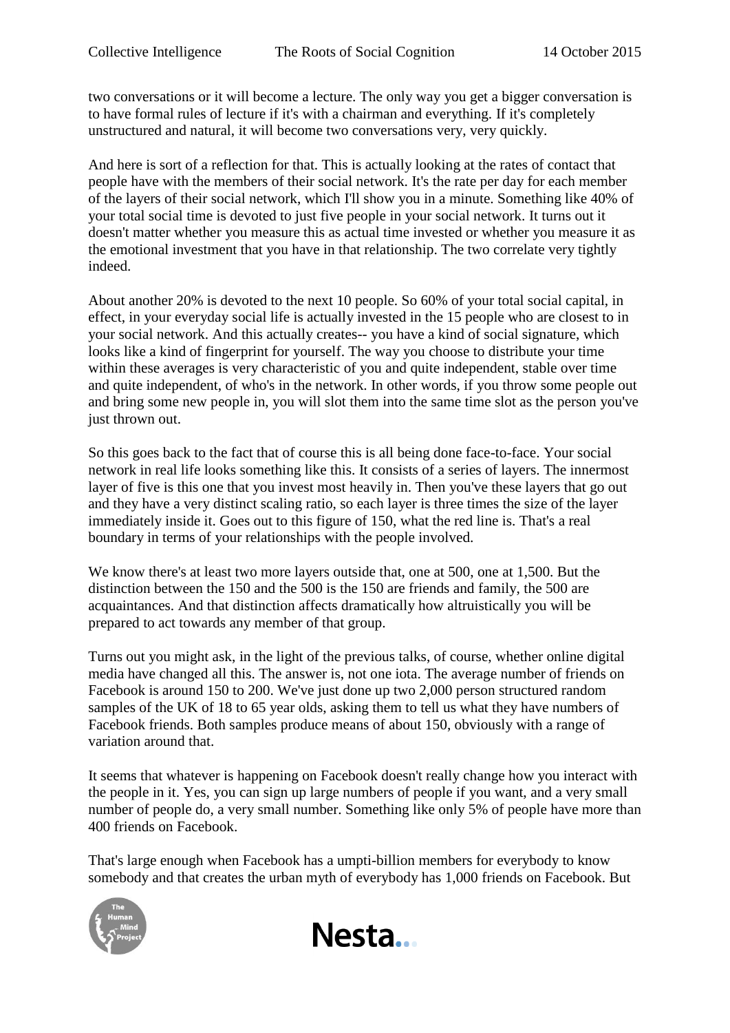two conversations or it will become a lecture. The only way you get a bigger conversation is to have formal rules of lecture if it's with a chairman and everything. If it's completely unstructured and natural, it will become two conversations very, very quickly.

And here is sort of a reflection for that. This is actually looking at the rates of contact that people have with the members of their social network. It's the rate per day for each member of the layers of their social network, which I'll show you in a minute. Something like 40% of your total social time is devoted to just five people in your social network. It turns out it doesn't matter whether you measure this as actual time invested or whether you measure it as the emotional investment that you have in that relationship. The two correlate very tightly indeed.

About another 20% is devoted to the next 10 people. So 60% of your total social capital, in effect, in your everyday social life is actually invested in the 15 people who are closest to in your social network. And this actually creates-- you have a kind of social signature, which looks like a kind of fingerprint for yourself. The way you choose to distribute your time within these averages is very characteristic of you and quite independent, stable over time and quite independent, of who's in the network. In other words, if you throw some people out and bring some new people in, you will slot them into the same time slot as the person you've just thrown out.

So this goes back to the fact that of course this is all being done face-to-face. Your social network in real life looks something like this. It consists of a series of layers. The innermost layer of five is this one that you invest most heavily in. Then you've these layers that go out and they have a very distinct scaling ratio, so each layer is three times the size of the layer immediately inside it. Goes out to this figure of 150, what the red line is. That's a real boundary in terms of your relationships with the people involved.

We know there's at least two more layers outside that, one at 500, one at 1,500. But the distinction between the 150 and the 500 is the 150 are friends and family, the 500 are acquaintances. And that distinction affects dramatically how altruistically you will be prepared to act towards any member of that group.

Turns out you might ask, in the light of the previous talks, of course, whether online digital media have changed all this. The answer is, not one iota. The average number of friends on Facebook is around 150 to 200. We've just done up two 2,000 person structured random samples of the UK of 18 to 65 year olds, asking them to tell us what they have numbers of Facebook friends. Both samples produce means of about 150, obviously with a range of variation around that.

It seems that whatever is happening on Facebook doesn't really change how you interact with the people in it. Yes, you can sign up large numbers of people if you want, and a very small number of people do, a very small number. Something like only 5% of people have more than 400 friends on Facebook.

That's large enough when Facebook has a umpti-billion members for everybody to know somebody and that creates the urban myth of everybody has 1,000 friends on Facebook. But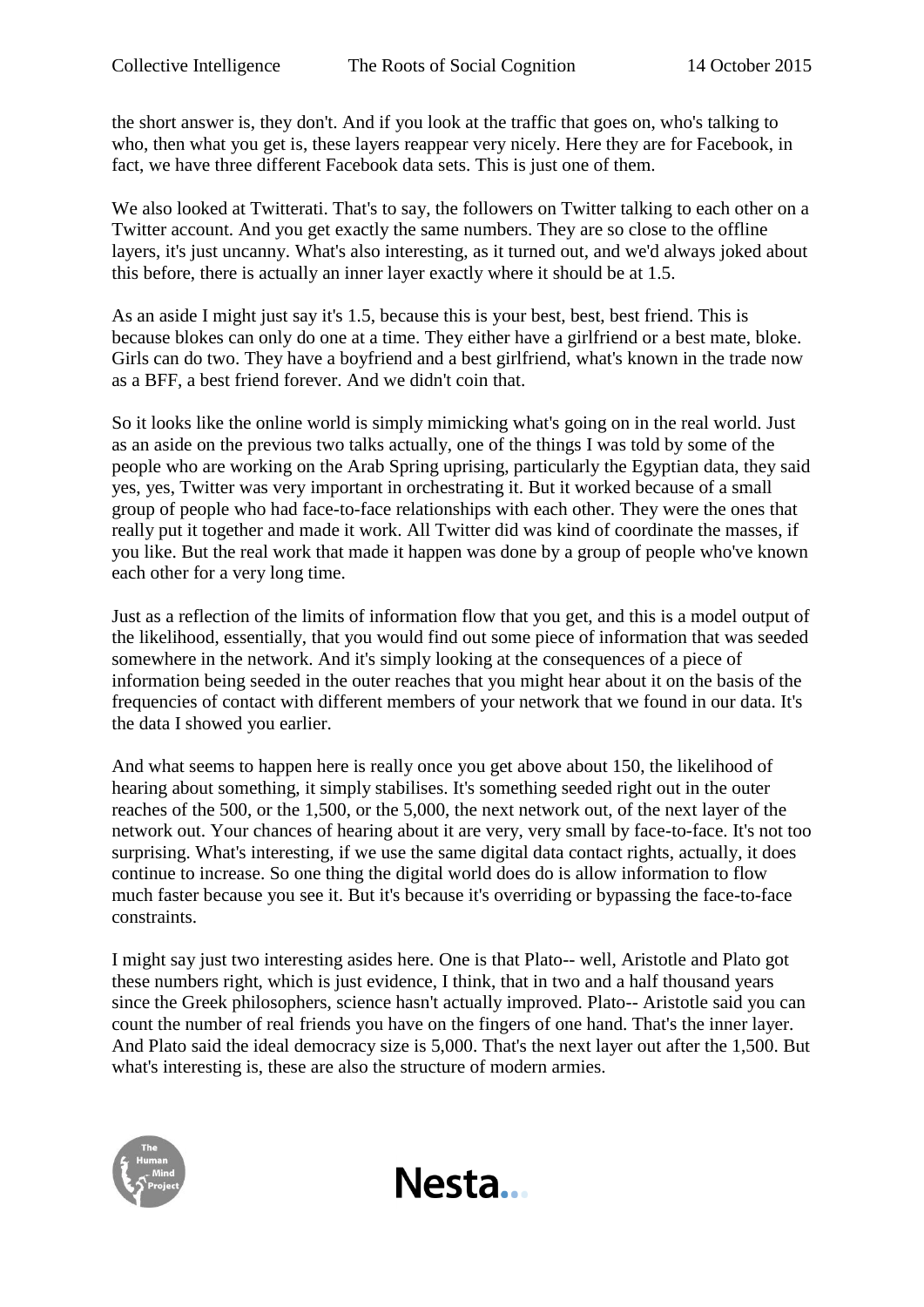the short answer is, they don't. And if you look at the traffic that goes on, who's talking to who, then what you get is, these layers reappear very nicely. Here they are for Facebook, in fact, we have three different Facebook data sets. This is just one of them.

We also looked at Twitterati. That's to say, the followers on Twitter talking to each other on a Twitter account. And you get exactly the same numbers. They are so close to the offline layers, it's just uncanny. What's also interesting, as it turned out, and we'd always joked about this before, there is actually an inner layer exactly where it should be at 1.5.

As an aside I might just say it's 1.5, because this is your best, best, best friend. This is because blokes can only do one at a time. They either have a girlfriend or a best mate, bloke. Girls can do two. They have a boyfriend and a best girlfriend, what's known in the trade now as a BFF, a best friend forever. And we didn't coin that.

So it looks like the online world is simply mimicking what's going on in the real world. Just as an aside on the previous two talks actually, one of the things I was told by some of the people who are working on the Arab Spring uprising, particularly the Egyptian data, they said yes, yes, Twitter was very important in orchestrating it. But it worked because of a small group of people who had face-to-face relationships with each other. They were the ones that really put it together and made it work. All Twitter did was kind of coordinate the masses, if you like. But the real work that made it happen was done by a group of people who've known each other for a very long time.

Just as a reflection of the limits of information flow that you get, and this is a model output of the likelihood, essentially, that you would find out some piece of information that was seeded somewhere in the network. And it's simply looking at the consequences of a piece of information being seeded in the outer reaches that you might hear about it on the basis of the frequencies of contact with different members of your network that we found in our data. It's the data I showed you earlier.

And what seems to happen here is really once you get above about 150, the likelihood of hearing about something, it simply stabilises. It's something seeded right out in the outer reaches of the 500, or the 1,500, or the 5,000, the next network out, of the next layer of the network out. Your chances of hearing about it are very, very small by face-to-face. It's not too surprising. What's interesting, if we use the same digital data contact rights, actually, it does continue to increase. So one thing the digital world does do is allow information to flow much faster because you see it. But it's because it's overriding or bypassing the face-to-face constraints.

I might say just two interesting asides here. One is that Plato-- well, Aristotle and Plato got these numbers right, which is just evidence, I think, that in two and a half thousand years since the Greek philosophers, science hasn't actually improved. Plato-- Aristotle said you can count the number of real friends you have on the fingers of one hand. That's the inner layer. And Plato said the ideal democracy size is 5,000. That's the next layer out after the 1,500. But what's interesting is, these are also the structure of modern armies.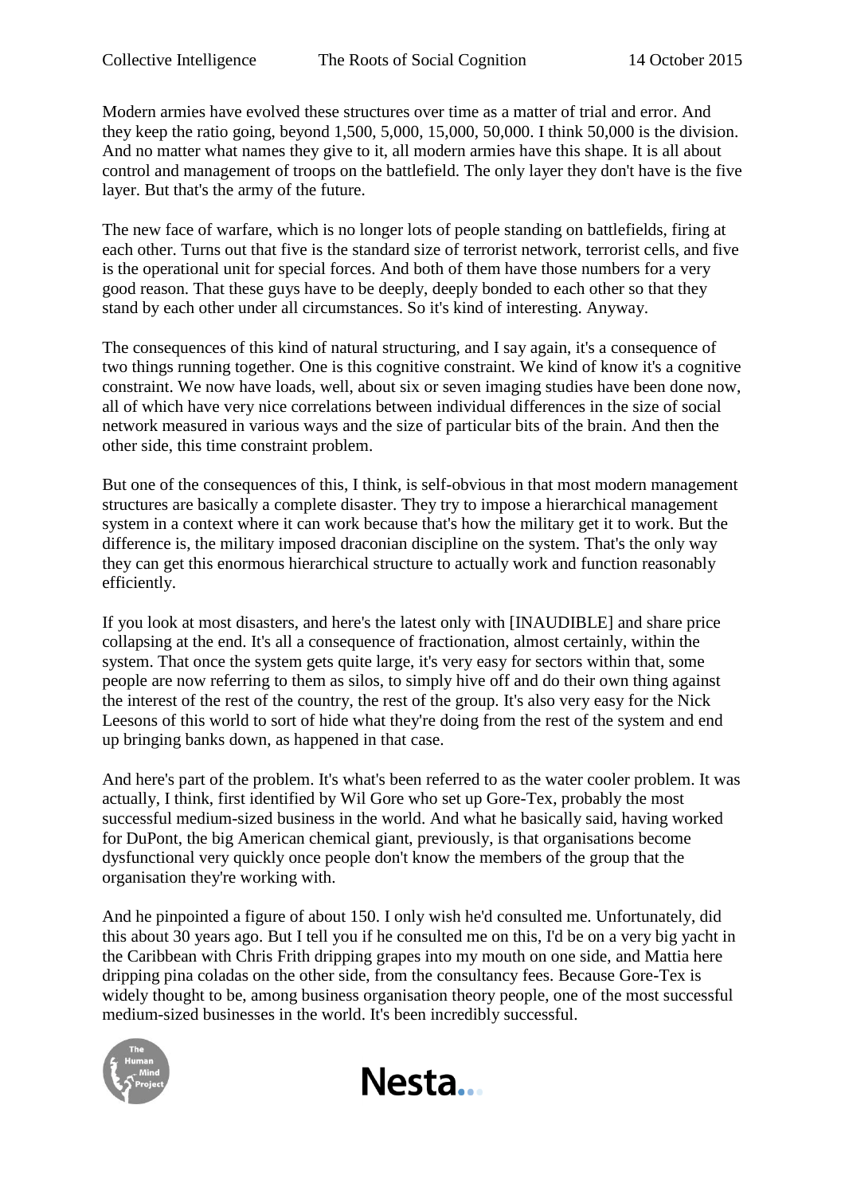Modern armies have evolved these structures over time as a matter of trial and error. And they keep the ratio going, beyond 1,500, 5,000, 15,000, 50,000. I think 50,000 is the division. And no matter what names they give to it, all modern armies have this shape. It is all about control and management of troops on the battlefield. The only layer they don't have is the five layer. But that's the army of the future.

The new face of warfare, which is no longer lots of people standing on battlefields, firing at each other. Turns out that five is the standard size of terrorist network, terrorist cells, and five is the operational unit for special forces. And both of them have those numbers for a very good reason. That these guys have to be deeply, deeply bonded to each other so that they stand by each other under all circumstances. So it's kind of interesting. Anyway.

The consequences of this kind of natural structuring, and I say again, it's a consequence of two things running together. One is this cognitive constraint. We kind of know it's a cognitive constraint. We now have loads, well, about six or seven imaging studies have been done now, all of which have very nice correlations between individual differences in the size of social network measured in various ways and the size of particular bits of the brain. And then the other side, this time constraint problem.

But one of the consequences of this, I think, is self-obvious in that most modern management structures are basically a complete disaster. They try to impose a hierarchical management system in a context where it can work because that's how the military get it to work. But the difference is, the military imposed draconian discipline on the system. That's the only way they can get this enormous hierarchical structure to actually work and function reasonably efficiently.

If you look at most disasters, and here's the latest only with [INAUDIBLE] and share price collapsing at the end. It's all a consequence of fractionation, almost certainly, within the system. That once the system gets quite large, it's very easy for sectors within that, some people are now referring to them as silos, to simply hive off and do their own thing against the interest of the rest of the country, the rest of the group. It's also very easy for the Nick Leesons of this world to sort of hide what they're doing from the rest of the system and end up bringing banks down, as happened in that case.

And here's part of the problem. It's what's been referred to as the water cooler problem. It was actually, I think, first identified by Wil Gore who set up Gore-Tex, probably the most successful medium-sized business in the world. And what he basically said, having worked for DuPont, the big American chemical giant, previously, is that organisations become dysfunctional very quickly once people don't know the members of the group that the organisation they're working with.

And he pinpointed a figure of about 150. I only wish he'd consulted me. Unfortunately, did this about 30 years ago. But I tell you if he consulted me on this, I'd be on a very big yacht in the Caribbean with Chris Frith dripping grapes into my mouth on one side, and Mattia here dripping pina coladas on the other side, from the consultancy fees. Because Gore-Tex is widely thought to be, among business organisation theory people, one of the most successful medium-sized businesses in the world. It's been incredibly successful.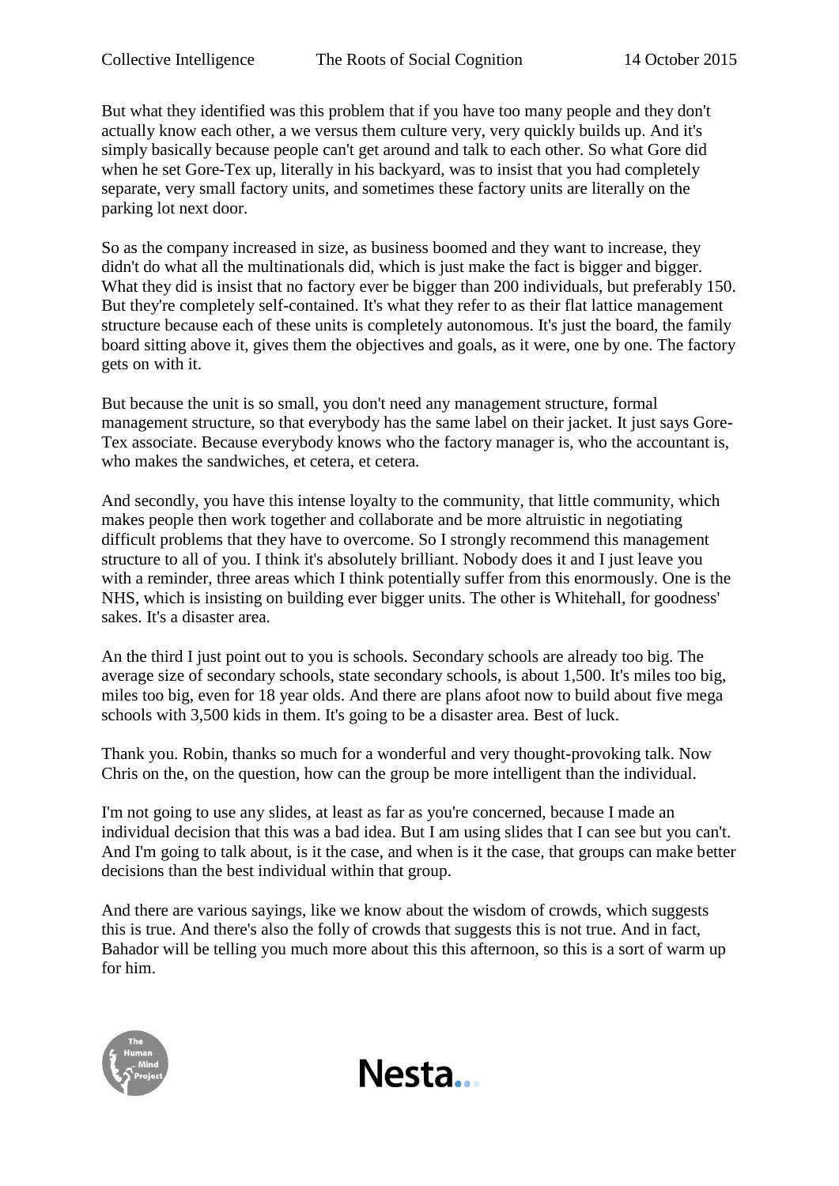But what they identified was this problem that if you have too many people and they don't actually know each other, a we versus them culture very, very quickly builds up. And it's simply basically because people can't get around and talk to each other. So what Gore did when he set Gore-Tex up, literally in his backyard, was to insist that you had completely separate, very small factory units, and sometimes these factory units are literally on the parking lot next door.

So as the company increased in size, as business boomed and they want to increase, they didn't do what all the multinationals did, which is just make the fact is bigger and bigger. What they did is insist that no factory ever be bigger than 200 individuals, but preferably 150. But they're completely self-contained. It's what they refer to as their flat lattice management structure because each of these units is completely autonomous. It's just the board, the family board sitting above it, gives them the objectives and goals, as it were, one by one. The factory gets on with it.

But because the unit is so small, you don't need any management structure, formal management structure, so that everybody has the same label on their jacket. It just says Gore-Tex associate. Because everybody knows who the factory manager is, who the accountant is, who makes the sandwiches, et cetera, et cetera.

And secondly, you have this intense loyalty to the community, that little community, which makes people then work together and collaborate and be more altruistic in negotiating difficult problems that they have to overcome. So I strongly recommend this management structure to all of you. I think it's absolutely brilliant. Nobody does it and I just leave you with a reminder, three areas which I think potentially suffer from this enormously. One is the NHS, which is insisting on building ever bigger units. The other is Whitehall, for goodness' sakes. It's a disaster area.

An the third I just point out to you is schools. Secondary schools are already too big. The average size of secondary schools, state secondary schools, is about 1,500. It's miles too big, miles too big, even for 18 year olds. And there are plans afoot now to build about five mega schools with 3,500 kids in them. It's going to be a disaster area. Best of luck.

Thank you. Robin, thanks so much for a wonderful and very thought-provoking talk. Now Chris on the, on the question, how can the group be more intelligent than the individual.

I'm not going to use any slides, at least as far as you're concerned, because I made an individual decision that this was a bad idea. But I am using slides that I can see but you can't. And I'm going to talk about, is it the case, and when is it the case, that groups can make better decisions than the best individual within that group.

And there are various sayings, like we know about the wisdom of crowds, which suggests this is true. And there's also the folly of crowds that suggests this is not true. And in fact, Bahador will be telling you much more about this this afternoon, so this is a sort of warm up for him.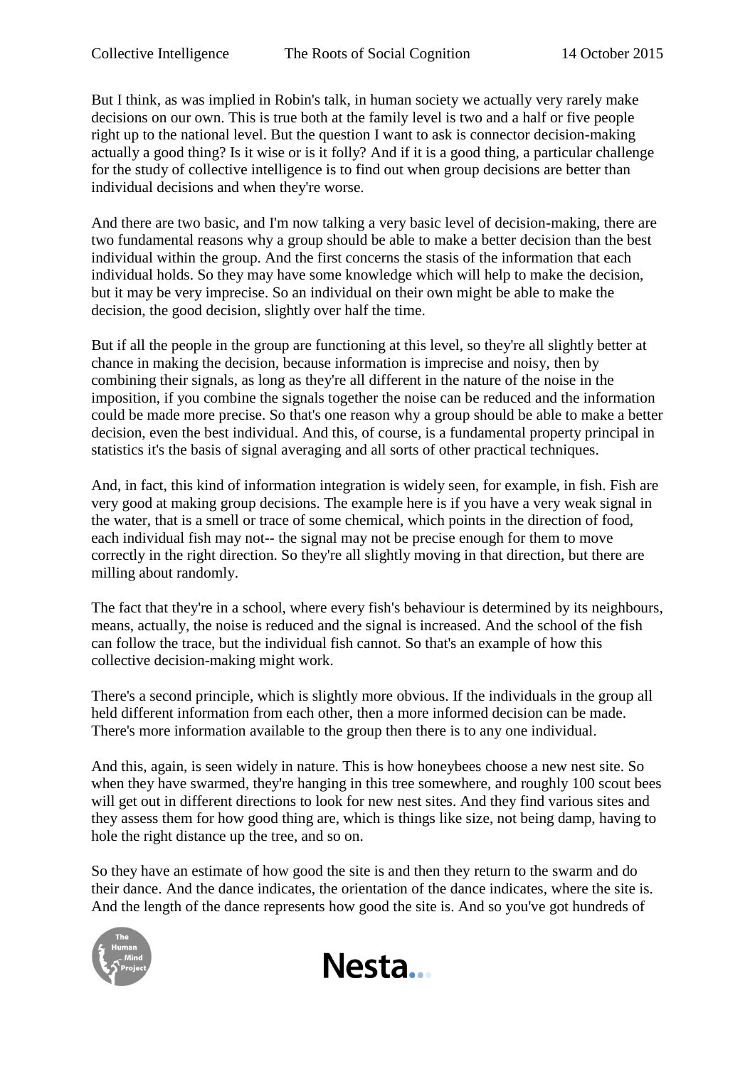But I think, as was implied in Robin's talk, in human society we actually very rarely make decisions on our own. This is true both at the family level is two and a half or five people right up to the national level. But the question I want to ask is connector decision-making actually a good thing? Is it wise or is it folly? And if it is a good thing, a particular challenge for the study of collective intelligence is to find out when group decisions are better than individual decisions and when they're worse.

And there are two basic, and I'm now talking a very basic level of decision-making, there are two fundamental reasons why a group should be able to make a better decision than the best individual within the group. And the first concerns the stasis of the information that each individual holds. So they may have some knowledge which will help to make the decision, but it may be very imprecise. So an individual on their own might be able to make the decision, the good decision, slightly over half the time.

But if all the people in the group are functioning at this level, so they're all slightly better at chance in making the decision, because information is imprecise and noisy, then by combining their signals, as long as they're all different in the nature of the noise in the imposition, if you combine the signals together the noise can be reduced and the information could be made more precise. So that's one reason why a group should be able to make a better decision, even the best individual. And this, of course, is a fundamental property principal in statistics it's the basis of signal averaging and all sorts of other practical techniques.

And, in fact, this kind of information integration is widely seen, for example, in fish. Fish are very good at making group decisions. The example here is if you have a very weak signal in the water, that is a smell or trace of some chemical, which points in the direction of food, each individual fish may not-- the signal may not be precise enough for them to move correctly in the right direction. So they're all slightly moving in that direction, but there are milling about randomly.

The fact that they're in a school, where every fish's behaviour is determined by its neighbours, means, actually, the noise is reduced and the signal is increased. And the school of the fish can follow the trace, but the individual fish cannot. So that's an example of how this collective decision-making might work.

There's a second principle, which is slightly more obvious. If the individuals in the group all held different information from each other, then a more informed decision can be made. There's more information available to the group then there is to any one individual.

And this, again, is seen widely in nature. This is how honeybees choose a new nest site. So when they have swarmed, they're hanging in this tree somewhere, and roughly 100 scout bees will get out in different directions to look for new nest sites. And they find various sites and they assess them for how good thing are, which is things like size, not being damp, having to hole the right distance up the tree, and so on.

So they have an estimate of how good the site is and then they return to the swarm and do their dance. And the dance indicates, the orientation of the dance indicates, where the site is. And the length of the dance represents how good the site is. And so you've got hundreds of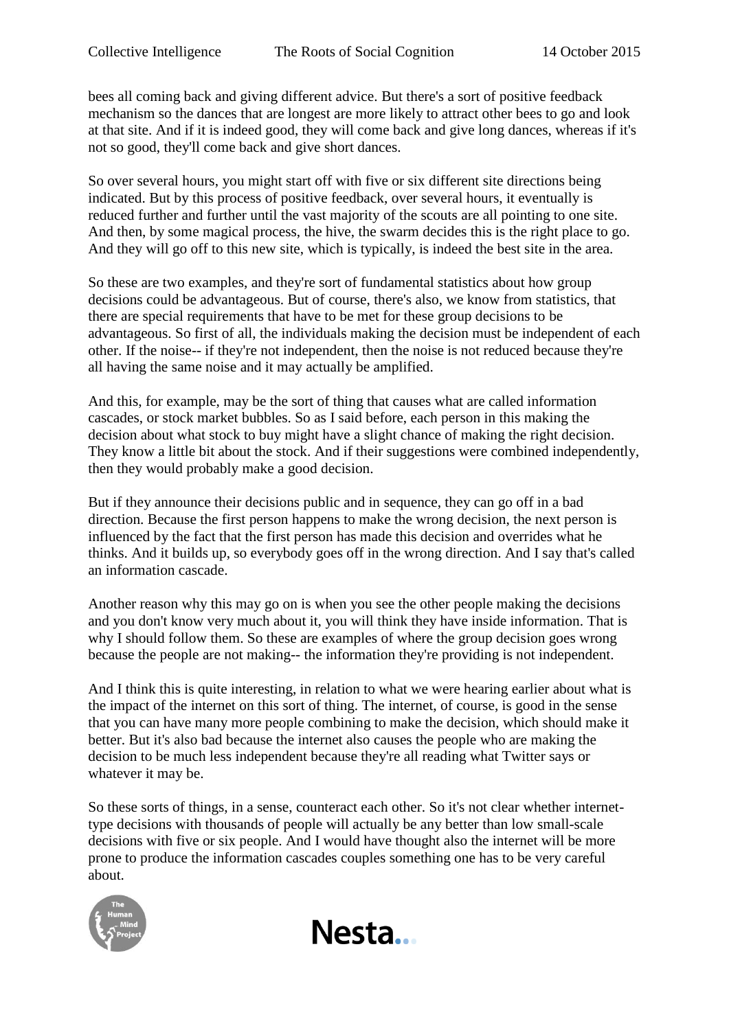bees all coming back and giving different advice. But there's a sort of positive feedback mechanism so the dances that are longest are more likely to attract other bees to go and look at that site. And if it is indeed good, they will come back and give long dances, whereas if it's not so good, they'll come back and give short dances.

So over several hours, you might start off with five or six different site directions being indicated. But by this process of positive feedback, over several hours, it eventually is reduced further and further until the vast majority of the scouts are all pointing to one site. And then, by some magical process, the hive, the swarm decides this is the right place to go. And they will go off to this new site, which is typically, is indeed the best site in the area.

So these are two examples, and they're sort of fundamental statistics about how group decisions could be advantageous. But of course, there's also, we know from statistics, that there are special requirements that have to be met for these group decisions to be advantageous. So first of all, the individuals making the decision must be independent of each other. If the noise-- if they're not independent, then the noise is not reduced because they're all having the same noise and it may actually be amplified.

And this, for example, may be the sort of thing that causes what are called information cascades, or stock market bubbles. So as I said before, each person in this making the decision about what stock to buy might have a slight chance of making the right decision. They know a little bit about the stock. And if their suggestions were combined independently, then they would probably make a good decision.

But if they announce their decisions public and in sequence, they can go off in a bad direction. Because the first person happens to make the wrong decision, the next person is influenced by the fact that the first person has made this decision and overrides what he thinks. And it builds up, so everybody goes off in the wrong direction. And I say that's called an information cascade.

Another reason why this may go on is when you see the other people making the decisions and you don't know very much about it, you will think they have inside information. That is why I should follow them. So these are examples of where the group decision goes wrong because the people are not making-- the information they're providing is not independent.

And I think this is quite interesting, in relation to what we were hearing earlier about what is the impact of the internet on this sort of thing. The internet, of course, is good in the sense that you can have many more people combining to make the decision, which should make it better. But it's also bad because the internet also causes the people who are making the decision to be much less independent because they're all reading what Twitter says or whatever it may be.

So these sorts of things, in a sense, counteract each other. So it's not clear whether internet-type decisions with thousands of people will actually be any better than low small-scale decisions with five or six people. And I would have thought also the internet will be more prone to produce the information cascades couples something one has to be very careful about.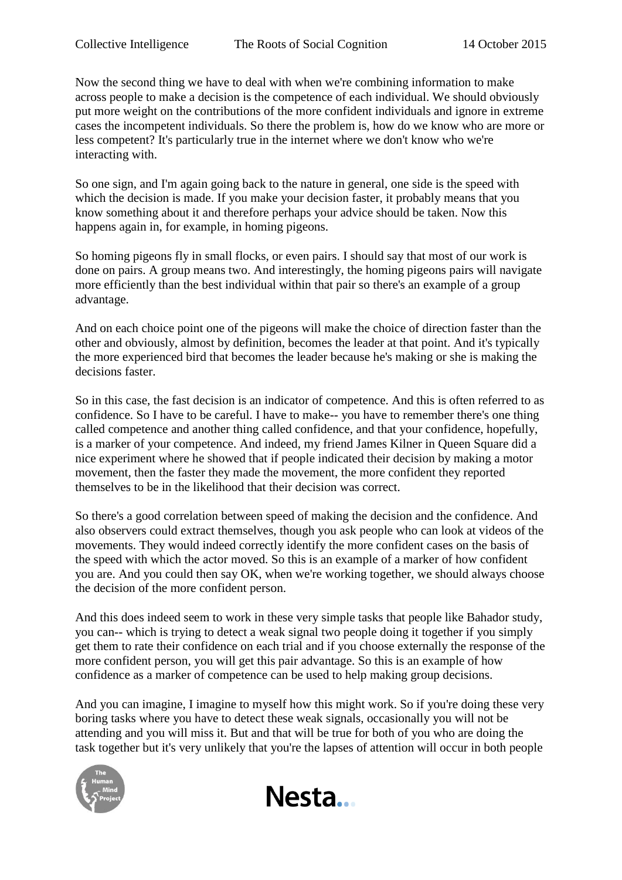Now the second thing we have to deal with when we're combining information to make across people to make a decision is the competence of each individual. We should obviously put more weight on the contributions of the more confident individuals and ignore in extreme cases the incompetent individuals. So there the problem is, how do we know who are more or less competent? It's particularly true in the internet where we don't know who we're interacting with.

So one sign, and I'm again going back to the nature in general, one side is the speed with which the decision is made. If you make your decision faster, it probably means that you know something about it and therefore perhaps your advice should be taken. Now this happens again in, for example, in homing pigeons.

So homing pigeons fly in small flocks, or even pairs. I should say that most of our work is done on pairs. A group means two. And interestingly, the homing pigeons pairs will navigate more efficiently than the best individual within that pair so there's an example of a group advantage.

And on each choice point one of the pigeons will make the choice of direction faster than the other and obviously, almost by definition, becomes the leader at that point. And it's typically the more experienced bird that becomes the leader because he's making or she is making the decisions faster.

So in this case, the fast decision is an indicator of competence. And this is often referred to as confidence. So I have to be careful. I have to make-- you have to remember there's one thing called competence and another thing called confidence, and that your confidence, hopefully, is a marker of your competence. And indeed, my friend James Kilner in Queen Square did a nice experiment where he showed that if people indicated their decision by making a motor movement, then the faster they made the movement, the more confident they reported themselves to be in the likelihood that their decision was correct.

So there's a good correlation between speed of making the decision and the confidence. And also observers could extract themselves, though you ask people who can look at videos of the movements. They would indeed correctly identify the more confident cases on the basis of the speed with which the actor moved. So this is an example of a marker of how confident you are. And you could then say OK, when we're working together, we should always choose the decision of the more confident person.

And this does indeed seem to work in these very simple tasks that people like Bahador study, you can-- which is trying to detect a weak signal two people doing it together if you simply get them to rate their confidence on each trial and if you choose externally the response of the more confident person, you will get this pair advantage. So this is an example of how confidence as a marker of competence can be used to help making group decisions.

And you can imagine, I imagine to myself how this might work. So if you're doing these very boring tasks where you have to detect these weak signals, occasionally you will not be attending and you will miss it. But and that will be true for both of you who are doing the task together but it's very unlikely that you're the lapses of attention will occur in both people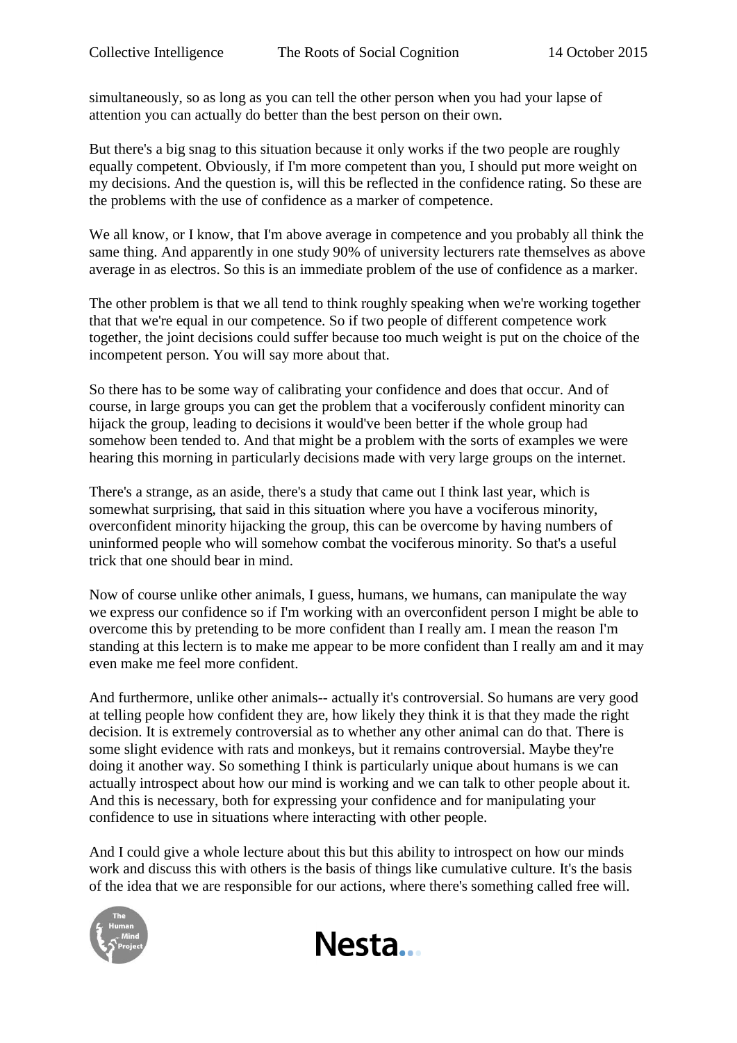simultaneously, so as long as you can tell the other person when you had your lapse of attention you can actually do better than the best person on their own.

But there's a big snag to this situation because it only works if the two people are roughly equally competent. Obviously, if I'm more competent than you, I should put more weight on my decisions. And the question is, will this be reflected in the confidence rating. So these are the problems with the use of confidence as a marker of competence.

We all know, or I know, that I'm above average in competence and you probably all think the same thing. And apparently in one study 90% of university lecturers rate themselves as above average in as electros. So this is an immediate problem of the use of confidence as a marker.

The other problem is that we all tend to think roughly speaking when we're working together that that we're equal in our competence. So if two people of different competence work together, the joint decisions could suffer because too much weight is put on the choice of the incompetent person. You will say more about that.

So there has to be some way of calibrating your confidence and does that occur. And of course, in large groups you can get the problem that a vociferously confident minority can hijack the group, leading to decisions it would've been better if the whole group had somehow been tended to. And that might be a problem with the sorts of examples we were hearing this morning in particularly decisions made with very large groups on the internet.

There's a strange, as an aside, there's a study that came out I think last year, which is somewhat surprising, that said in this situation where you have a vociferous minority, overconfident minority hijacking the group, this can be overcome by having numbers of uninformed people who will somehow combat the vociferous minority. So that's a useful trick that one should bear in mind.

Now of course unlike other animals, I guess, humans, we humans, can manipulate the way we express our confidence so if I'm working with an overconfident person I might be able to overcome this by pretending to be more confident than I really am. I mean the reason I'm standing at this lectern is to make me appear to be more confident than I really am and it may even make me feel more confident.

And furthermore, unlike other animals-- actually it's controversial. So humans are very good at telling people how confident they are, how likely they think it is that they made the right decision. It is extremely controversial as to whether any other animal can do that. There is some slight evidence with rats and monkeys, but it remains controversial. Maybe they're doing it another way. So something I think is particularly unique about humans is we can actually introspect about how our mind is working and we can talk to other people about it. And this is necessary, both for expressing your confidence and for manipulating your confidence to use in situations where interacting with other people.

And I could give a whole lecture about this but this ability to introspect on how our minds work and discuss this with others is the basis of things like cumulative culture. It's the basis of the idea that we are responsible for our actions, where there's something called free will.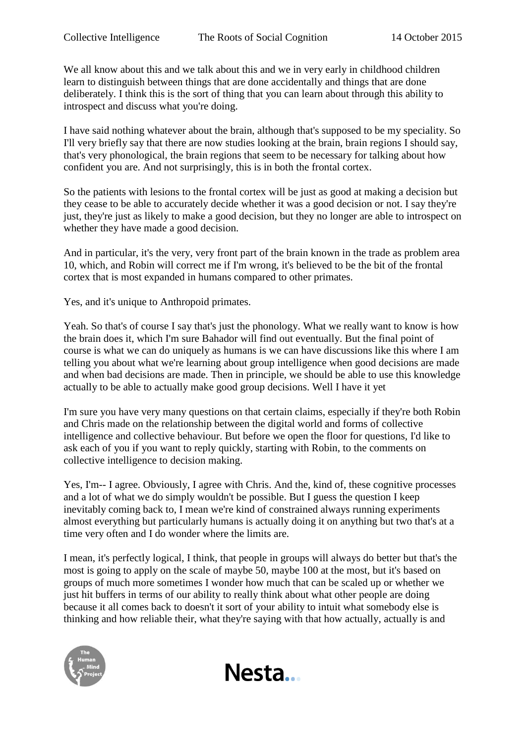We all know about this and we talk about this and we in very early in childhood children learn to distinguish between things that are done accidentally and things that are done deliberately. I think this is the sort of thing that you can learn about through this ability to introspect and discuss what you're doing.

I have said nothing whatever about the brain, although that's supposed to be my speciality. So I'll very briefly say that there are now studies looking at the brain, brain regions I should say, that's very phonological, the brain regions that seem to be necessary for talking about how confident you are. And not surprisingly, this is in both the frontal cortex.

So the patients with lesions to the frontal cortex will be just as good at making a decision but they cease to be able to accurately decide whether it was a good decision or not. I say they're just, they're just as likely to make a good decision, but they no longer are able to introspect on whether they have made a good decision.

And in particular, it's the very, very front part of the brain known in the trade as problem area 10, which, and Robin will correct me if I'm wrong, it's believed to be the bit of the frontal cortex that is most expanded in humans compared to other primates.

Yes, and it's unique to Anthropoid primates.

Yeah. So that's of course I say that's just the phonology. What we really want to know is how the brain does it, which I'm sure Bahador will find out eventually. But the final point of course is what we can do uniquely as humans is we can have discussions like this where I am telling you about what we're learning about group intelligence when good decisions are made and when bad decisions are made. Then in principle, we should be able to use this knowledge actually to be able to actually make good group decisions. Well I have it yet

I'm sure you have very many questions on that certain claims, especially if they're both Robin and Chris made on the relationship between the digital world and forms of collective intelligence and collective behaviour. But before we open the floor for questions, I'd like to ask each of you if you want to reply quickly, starting with Robin, to the comments on collective intelligence to decision making.

Yes, I'm-- I agree. Obviously, I agree with Chris. And the, kind of, these cognitive processes and a lot of what we do simply wouldn't be possible. But I guess the question I keep inevitably coming back to, I mean we're kind of constrained always running experiments almost everything but particularly humans is actually doing it on anything but two that's at a time very often and I do wonder where the limits are.

I mean, it's perfectly logical, I think, that people in groups will always do better but that's the most is going to apply on the scale of maybe 50, maybe 100 at the most, but it's based on groups of much more sometimes I wonder how much that can be scaled up or whether we just hit buffers in terms of our ability to really think about what other people are doing because it all comes back to doesn't it sort of your ability to intuit what somebody else is thinking and how reliable their, what they're saying with that how actually, actually is and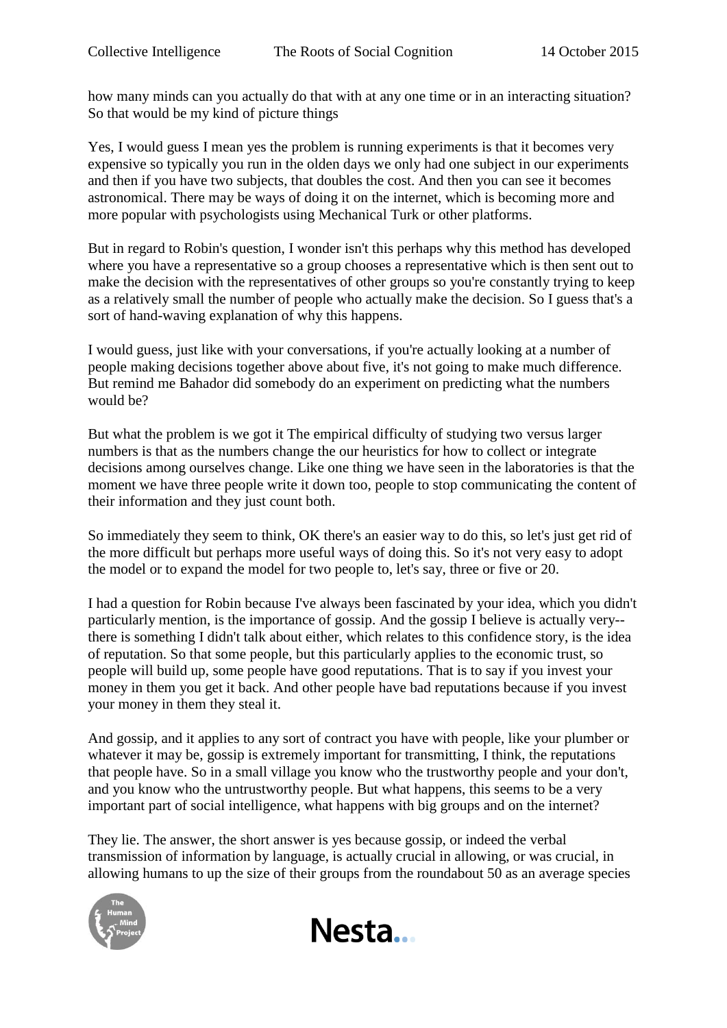how many minds can you actually do that with at any one time or in an interacting situation? So that would be my kind of picture things

Yes, I would guess I mean yes the problem is running experiments is that it becomes very expensive so typically you run in the olden days we only had one subject in our experiments and then if you have two subjects, that doubles the cost. And then you can see it becomes astronomical. There may be ways of doing it on the internet, which is becoming more and more popular with psychologists using Mechanical Turk or other platforms.

But in regard to Robin's question, I wonder isn't this perhaps why this method has developed where you have a representative so a group chooses a representative which is then sent out to make the decision with the representatives of other groups so you're constantly trying to keep as a relatively small the number of people who actually make the decision. So I guess that's a sort of hand-waving explanation of why this happens.

I would guess, just like with your conversations, if you're actually looking at a number of people making decisions together above about five, it's not going to make much difference. But remind me Bahador did somebody do an experiment on predicting what the numbers would be?

But what the problem is we got it The empirical difficulty of studying two versus larger numbers is that as the numbers change the our heuristics for how to collect or integrate decisions among ourselves change. Like one thing we have seen in the laboratories is that the moment we have three people write it down too, people to stop communicating the content of their information and they just count both.

So immediately they seem to think, OK there's an easier way to do this, so let's just get rid of the more difficult but perhaps more useful ways of doing this. So it's not very easy to adopt the model or to expand the model for two people to, let's say, three or five or 20.

I had a question for Robin because I've always been fascinated by your idea, which you didn't particularly mention, is the importance of gossip. And the gossip I believe is actually very--there is something I didn't talk about either, which relates to this confidence story, is the idea of reputation. So that some people, but this particularly applies to the economic trust, so people will build up, some people have good reputations. That is to say if you invest your money in them you get it back. And other people have bad reputations because if you invest your money in them they steal it.

And gossip, and it applies to any sort of contract you have with people, like your plumber or whatever it may be, gossip is extremely important for transmitting, I think, the reputations that people have. So in a small village you know who the trustworthy people and your don't, and you know who the untrustworthy people. But what happens, this seems to be a very important part of social intelligence, what happens with big groups and on the internet?

They lie. The answer, the short answer is yes because gossip, or indeed the verbal transmission of information by language, is actually crucial in allowing, or was crucial, in allowing humans to up the size of their groups from the roundabout 50 as an average species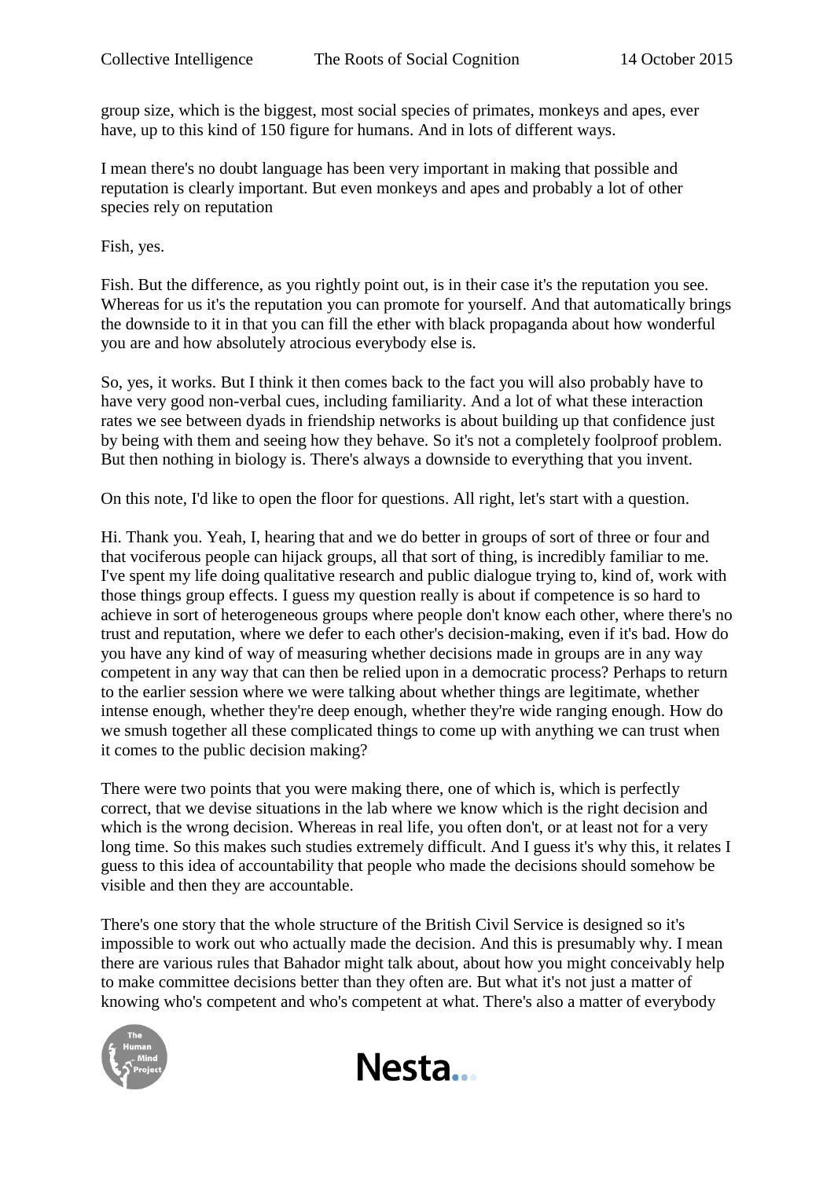group size, which is the biggest, most social species of primates, monkeys and apes, ever have, up to this kind of 150 figure for humans. And in lots of different ways.

I mean there's no doubt language has been very important in making that possible and reputation is clearly important. But even monkeys and apes and probably a lot of other species rely on reputation

Fish, yes.

Fish. But the difference, as you rightly point out, is in their case it's the reputation you see. Whereas for us it's the reputation you can promote for yourself. And that automatically brings the downside to it in that you can fill the ether with black propaganda about how wonderful you are and how absolutely atrocious everybody else is.

So, yes, it works. But I think it then comes back to the fact you will also probably have to have very good non-verbal cues, including familiarity. And a lot of what these interaction rates we see between dyads in friendship networks is about building up that confidence just by being with them and seeing how they behave. So it's not a completely foolproof problem. But then nothing in biology is. There's always a downside to everything that you invent.

On this note, I'd like to open the floor for questions. All right, let's start with a question.

Hi. Thank you. Yeah, I, hearing that and we do better in groups of sort of three or four and that vociferous people can hijack groups, all that sort of thing, is incredibly familiar to me. I've spent my life doing qualitative research and public dialogue trying to, kind of, work with those things group effects. I guess my question really is about if competence is so hard to achieve in sort of heterogeneous groups where people don't know each other, where there's no trust and reputation, where we defer to each other's decision-making, even if it's bad. How do you have any kind of way of measuring whether decisions made in groups are in any way competent in any way that can then be relied upon in a democratic process? Perhaps to return to the earlier session where we were talking about whether things are legitimate, whether intense enough, whether they're deep enough, whether they're wide ranging enough. How do we smush together all these complicated things to come up with anything we can trust when it comes to the public decision making?

There were two points that you were making there, one of which is, which is perfectly correct, that we devise situations in the lab where we know which is the right decision and which is the wrong decision. Whereas in real life, you often don't, or at least not for a very long time. So this makes such studies extremely difficult. And I guess it's why this, it relates I guess to this idea of accountability that people who made the decisions should somehow be visible and then they are accountable.

There's one story that the whole structure of the British Civil Service is designed so it's impossible to work out who actually made the decision. And this is presumably why. I mean there are various rules that Bahador might talk about, about how you might conceivably help to make committee decisions better than they often are. But what it's not just a matter of knowing who's competent and who's competent at what. There's also a matter of everybody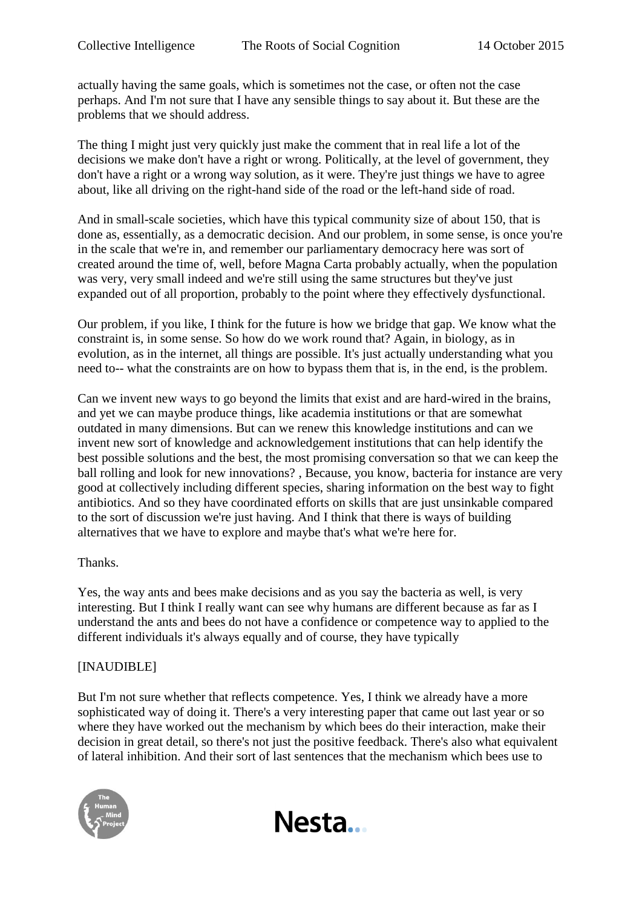actually having the same goals, which is sometimes not the case, or often not the case perhaps. And I'm not sure that I have any sensible things to say about it. But these are the problems that we should address.

The thing I might just very quickly just make the comment that in real life a lot of the decisions we make don't have a right or wrong. Politically, at the level of government, they don't have a right or a wrong way solution, as it were. They're just things we have to agree about, like all driving on the right-hand side of the road or the left-hand side of road.

And in small-scale societies, which have this typical community size of about 150, that is done as, essentially, as a democratic decision. And our problem, in some sense, is once you're in the scale that we're in, and remember our parliamentary democracy here was sort of created around the time of, well, before Magna Carta probably actually, when the population was very, very small indeed and we're still using the same structures but they've just expanded out of all proportion, probably to the point where they effectively dysfunctional.

Our problem, if you like, I think for the future is how we bridge that gap. We know what the constraint is, in some sense. So how do we work round that? Again, in biology, as in evolution, as in the internet, all things are possible. It's just actually understanding what you need to-- what the constraints are on how to bypass them that is, in the end, is the problem.

Can we invent new ways to go beyond the limits that exist and are hard-wired in the brains, and yet we can maybe produce things, like academia institutions or that are somewhat outdated in many dimensions. But can we renew this knowledge institutions and can we invent new sort of knowledge and acknowledgement institutions that can help identify the best possible solutions and the best, the most promising conversation so that we can keep the ball rolling and look for new innovations? , Because, you know, bacteria for instance are very good at collectively including different species, sharing information on the best way to fight antibiotics. And so they have coordinated efforts on skills that are just unsinkable compared to the sort of discussion we're just having. And I think that there is ways of building alternatives that we have to explore and maybe that's what we're here for.

Thanks.

Yes, the way ants and bees make decisions and as you say the bacteria as well, is very interesting. But I think I really want can see why humans are different because as far as I understand the ants and bees do not have a confidence or competence way to applied to the different individuals it's always equally and of course, they have typically

[INAUDIBLE]

But I'm not sure whether that reflects competence. Yes, I think we already have a more sophisticated way of doing it. There's a very interesting paper that came out last year or so where they have worked out the mechanism by which bees do their interaction, make their decision in great detail, so there's not just the positive feedback. There's also what equivalent of lateral inhibition. And their sort of last sentences that the mechanism which bees use to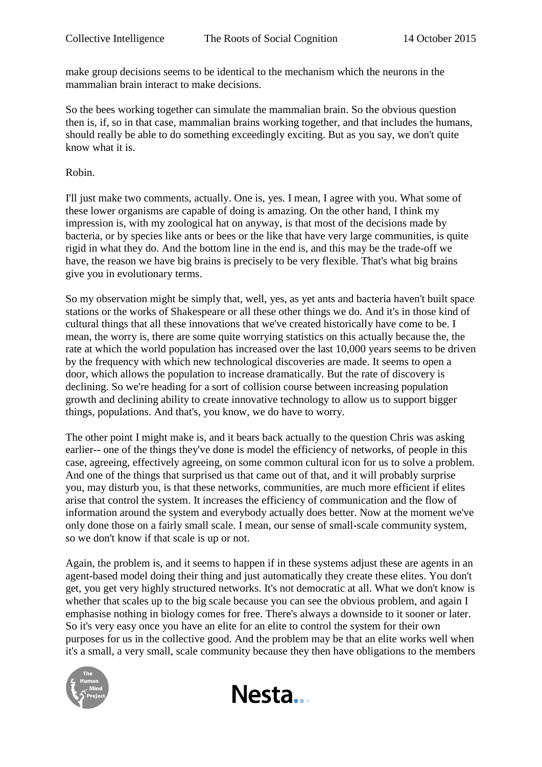make group decisions seems to be identical to the mechanism which the neurons in the mammalian brain interact to make decisions.

So the bees working together can simulate the mammalian brain. So the obvious question then is, if, so in that case, mammalian brains working together, and that includes the humans, should really be able to do something exceedingly exciting. But as you say, we don't quite know what it is.

Robin.

I'll just make two comments, actually. One is, yes. I mean, I agree with you. What some of these lower organisms are capable of doing is amazing. On the other hand, I think my impression is, with my zoological hat on anyway, is that most of the decisions made by bacteria, or by species like ants or bees or the like that have very large communities, is quite rigid in what they do. And the bottom line in the end is, and this may be the trade-off we have, the reason we have big brains is precisely to be very flexible. That's what big brains give you in evolutionary terms.

So my observation might be simply that, well, yes, as yet ants and bacteria haven't built space stations or the works of Shakespeare or all these other things we do. And it's in those kind of cultural things that all these innovations that we've created historically have come to be. I mean, the worry is, there are some quite worrying statistics on this actually because the, the rate at which the world population has increased over the last 10,000 years seems to be driven by the frequency with which new technological discoveries are made. It seems to open a door, which allows the population to increase dramatically. But the rate of discovery is declining. So we're heading for a sort of collision course between increasing population growth and declining ability to create innovative technology to allow us to support bigger things, populations. And that's, you know, we do have to worry.

The other point I might make is, and it bears back actually to the question Chris was asking earlier-- one of the things they've done is model the efficiency of networks, of people in this case, agreeing, effectively agreeing, on some common cultural icon for us to solve a problem. And one of the things that surprised us that came out of that, and it will probably surprise you, may disturb you, is that these networks, communities, are much more efficient if elites arise that control the system. It increases the efficiency of communication and the flow of information around the system and everybody actually does better. Now at the moment we've only done those on a fairly small scale. I mean, our sense of small-scale community system, so we don't know if that scale is up or not.

Again, the problem is, and it seems to happen if in these systems adjust these are agents in an agent-based model doing their thing and just automatically they create these elites. You don't get, you get very highly structured networks. It's not democratic at all. What we don't know is whether that scales up to the big scale because you can see the obvious problem, and again I emphasise nothing in biology comes for free. There's always a downside to it sooner or later. So it's very easy once you have an elite for an elite to control the system for their own purposes for us in the collective good. And the problem may be that an elite works well when it's a small, a very small, scale community because they then have obligations to the members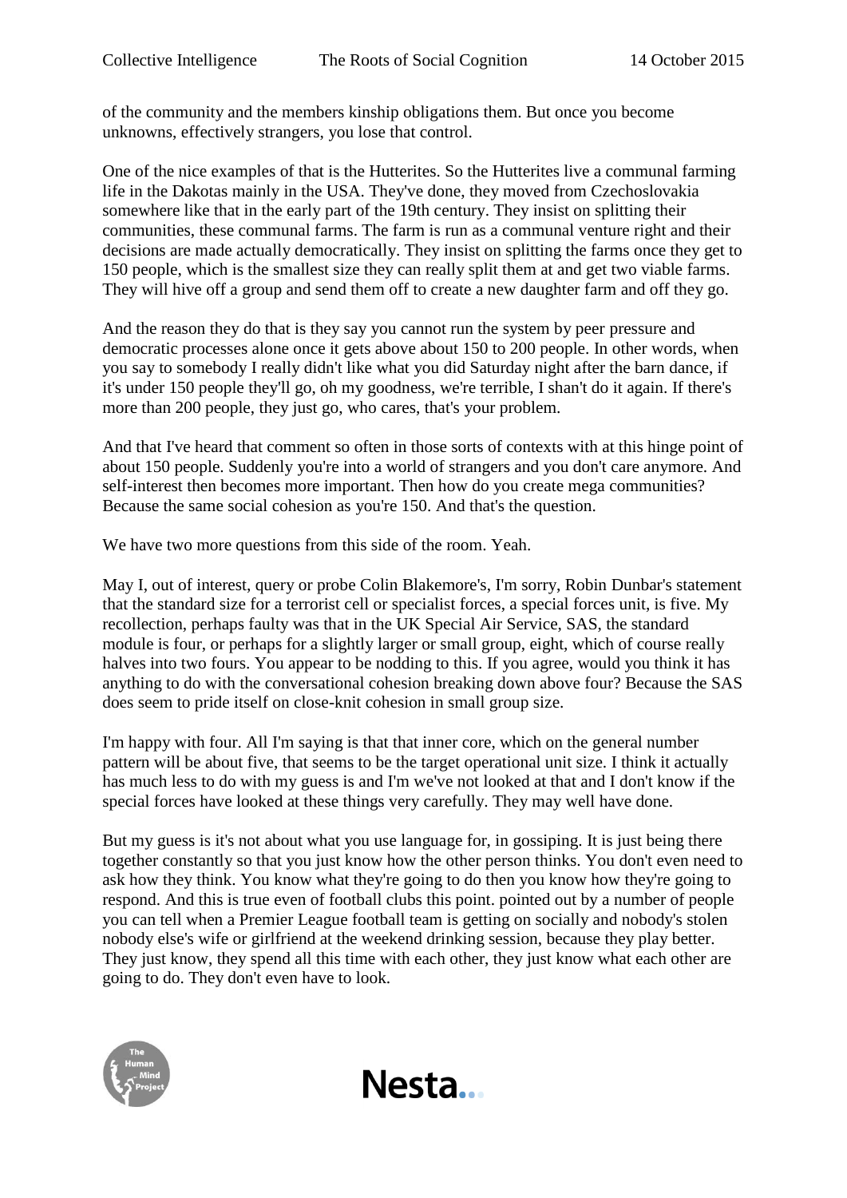of the community and the members kinship obligations them. But once you become unknowns, effectively strangers, you lose that control.

One of the nice examples of that is the Hutterites. So the Hutterites live a communal farming life in the Dakotas mainly in the USA. They've done, they moved from Czechoslovakia somewhere like that in the early part of the 19th century. They insist on splitting their communities, these communal farms. The farm is run as a communal venture right and their decisions are made actually democratically. They insist on splitting the farms once they get to 150 people, which is the smallest size they can really split them at and get two viable farms. They will hive off a group and send them off to create a new daughter farm and off they go.

And the reason they do that is they say you cannot run the system by peer pressure and democratic processes alone once it gets above about 150 to 200 people. In other words, when you say to somebody I really didn't like what you did Saturday night after the barn dance, if it's under 150 people they'll go, oh my goodness, we're terrible, I shan't do it again. If there's more than 200 people, they just go, who cares, that's your problem.

And that I've heard that comment so often in those sorts of contexts with at this hinge point of about 150 people. Suddenly you're into a world of strangers and you don't care anymore. And self-interest then becomes more important. Then how do you create mega communities? Because the same social cohesion as you're 150. And that's the question.

We have two more questions from this side of the room. Yeah.

May I, out of interest, query or probe Colin Blakemore's, I'm sorry, Robin Dunbar's statement that the standard size for a terrorist cell or specialist forces, a special forces unit, is five. My recollection, perhaps faulty was that in the UK Special Air Service, SAS, the standard module is four, or perhaps for a slightly larger or small group, eight, which of course really halves into two fours. You appear to be nodding to this. If you agree, would you think it has anything to do with the conversational cohesion breaking down above four? Because the SAS does seem to pride itself on close-knit cohesion in small group size.

I'm happy with four. All I'm saying is that that inner core, which on the general number pattern will be about five, that seems to be the target operational unit size. I think it actually has much less to do with my guess is and I'm we've not looked at that and I don't know if the special forces have looked at these things very carefully. They may well have done.

But my guess is it's not about what you use language for, in gossiping. It is just being there together constantly so that you just know how the other person thinks. You don't even need to ask how they think. You know what they're going to do then you know how they're going to respond. And this is true even of football clubs this point. pointed out by a number of people you can tell when a Premier League football team is getting on socially and nobody's stolen nobody else's wife or girlfriend at the weekend drinking session, because they play better. They just know, they spend all this time with each other, they just know what each other are going to do. They don't even have to look.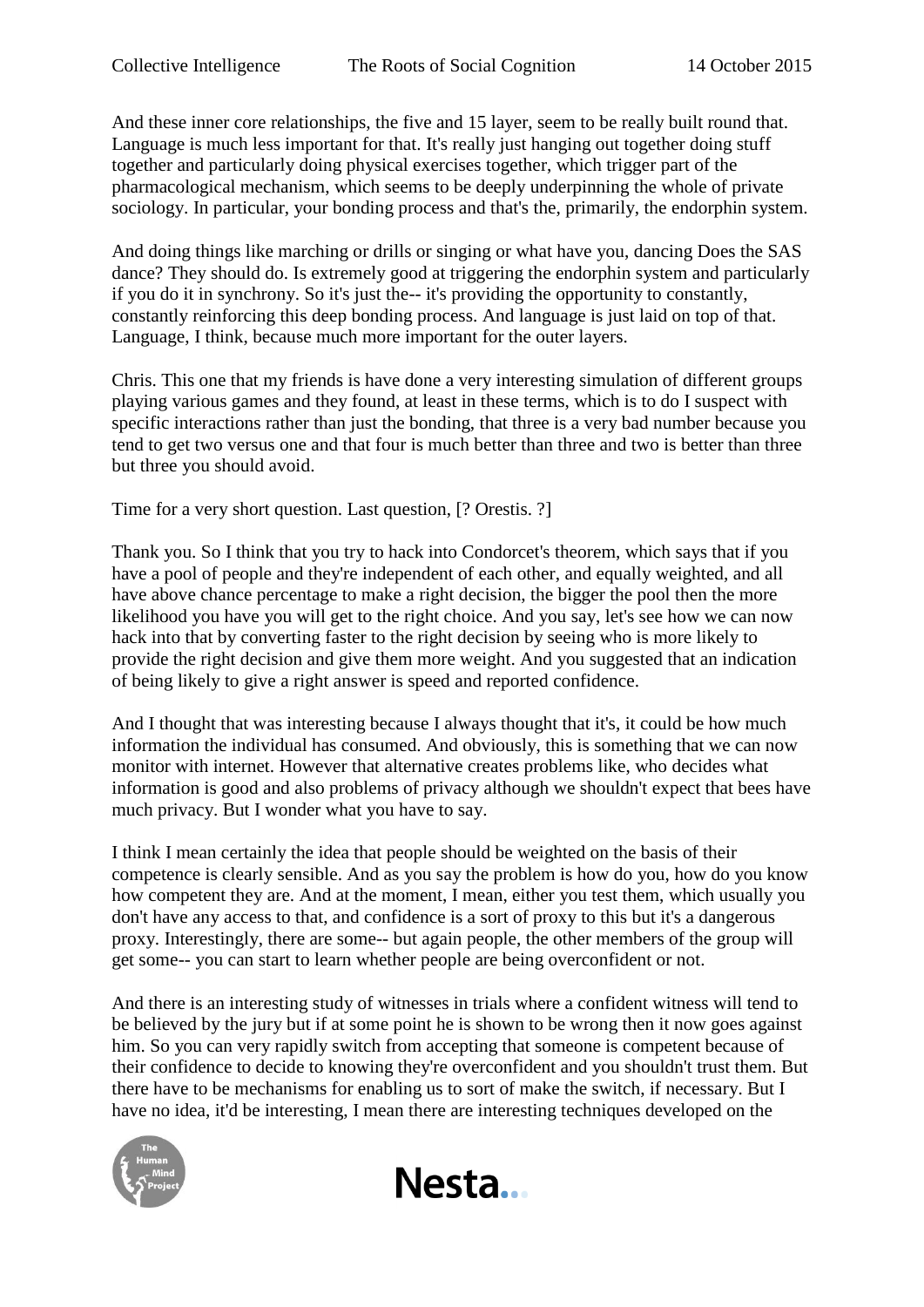And these inner core relationships, the five and 15 layer, seem to be really built round that. Language is much less important for that. It's really just hanging out together doing stuff together and particularly doing physical exercises together, which trigger part of the pharmacological mechanism, which seems to be deeply underpinning the whole of private sociology. In particular, your bonding process and that's the, primarily, the endorphin system.

And doing things like marching or drills or singing or what have you, dancing Does the SAS dance? They should do. Is extremely good at triggering the endorphin system and particularly if you do it in synchrony. So it's just the-- it's providing the opportunity to constantly, constantly reinforcing this deep bonding process. And language is just laid on top of that. Language, I think, because much more important for the outer layers.

Chris. This one that my friends is have done a very interesting simulation of different groups playing various games and they found, at least in these terms, which is to do I suspect with specific interactions rather than just the bonding, that three is a very bad number because you tend to get two versus one and that four is much better than three and two is better than three but three you should avoid.

Time for a very short question. Last question, [? Orestis. ?]

Thank you. So I think that you try to hack into Condorcet's theorem, which says that if you have a pool of people and they're independent of each other, and equally weighted, and all have above chance percentage to make a right decision, the bigger the pool then the more likelihood you have you will get to the right choice. And you say, let's see how we can now hack into that by converting faster to the right decision by seeing who is more likely to provide the right decision and give them more weight. And you suggested that an indication of being likely to give a right answer is speed and reported confidence.

And I thought that was interesting because I always thought that it's, it could be how much information the individual has consumed. And obviously, this is something that we can now monitor with internet. However that alternative creates problems like, who decides what information is good and also problems of privacy although we shouldn't expect that bees have much privacy. But I wonder what you have to say.

I think I mean certainly the idea that people should be weighted on the basis of their competence is clearly sensible. And as you say the problem is how do you, how do you know how competent they are. And at the moment, I mean, either you test them, which usually you don't have any access to that, and confidence is a sort of proxy to this but it's a dangerous proxy. Interestingly, there are some-- but again people, the other members of the group will get some-- you can start to learn whether people are being overconfident or not.

And there is an interesting study of witnesses in trials where a confident witness will tend to be believed by the jury but if at some point he is shown to be wrong then it now goes against him. So you can very rapidly switch from accepting that someone is competent because of their confidence to decide to knowing they're overconfident and you shouldn't trust them. But there have to be mechanisms for enabling us to sort of make the switch, if necessary. But I have no idea, it'd be interesting, I mean there are interesting techniques developed on the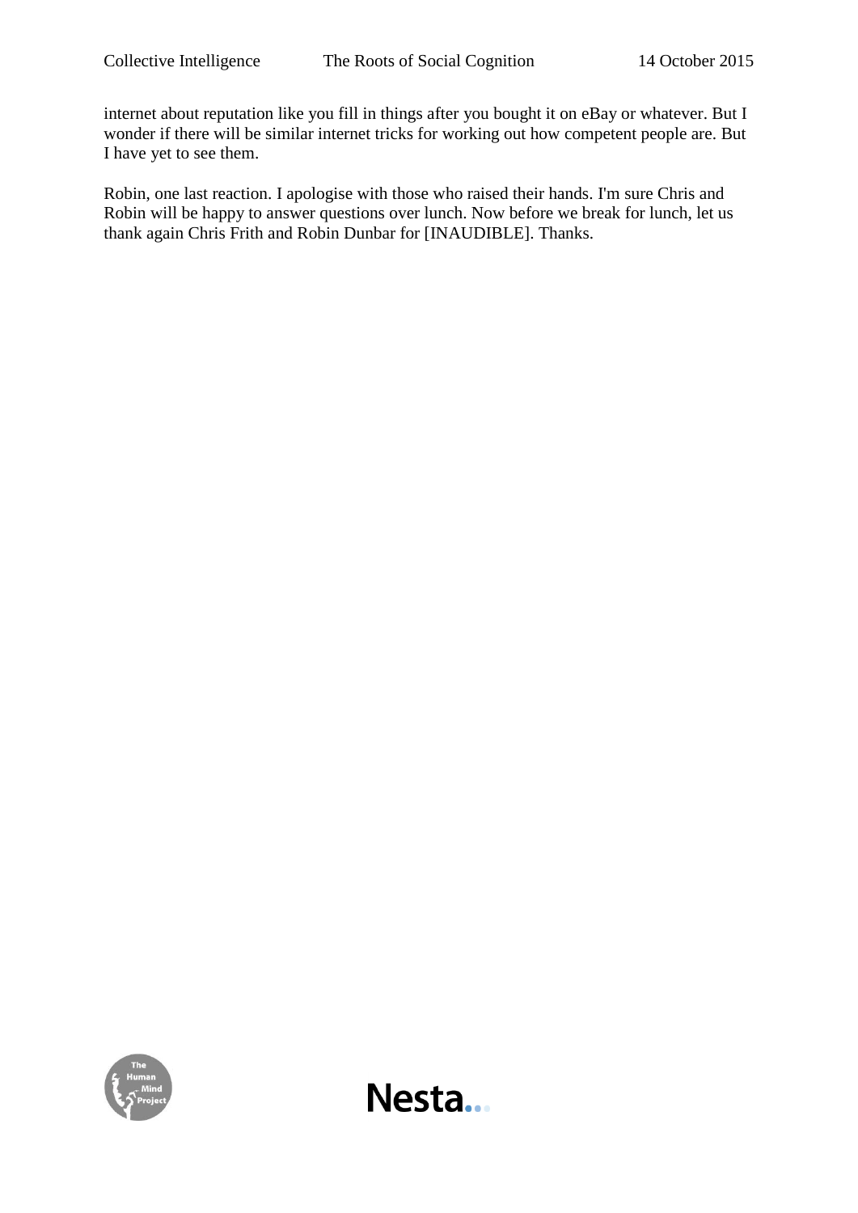internet about reputation like you fill in things after you bought it on eBay or whatever. But I wonder if there will be similar internet tricks for working out how competent people are. But I have yet to see them.

Robin, one last reaction. I apologise with those who raised their hands. I'm sure Chris and Robin will be happy to answer questions over lunch. Now before we break for lunch, let us thank again Chris Frith and Robin Dunbar for [INAUDIBLE]. Thanks.